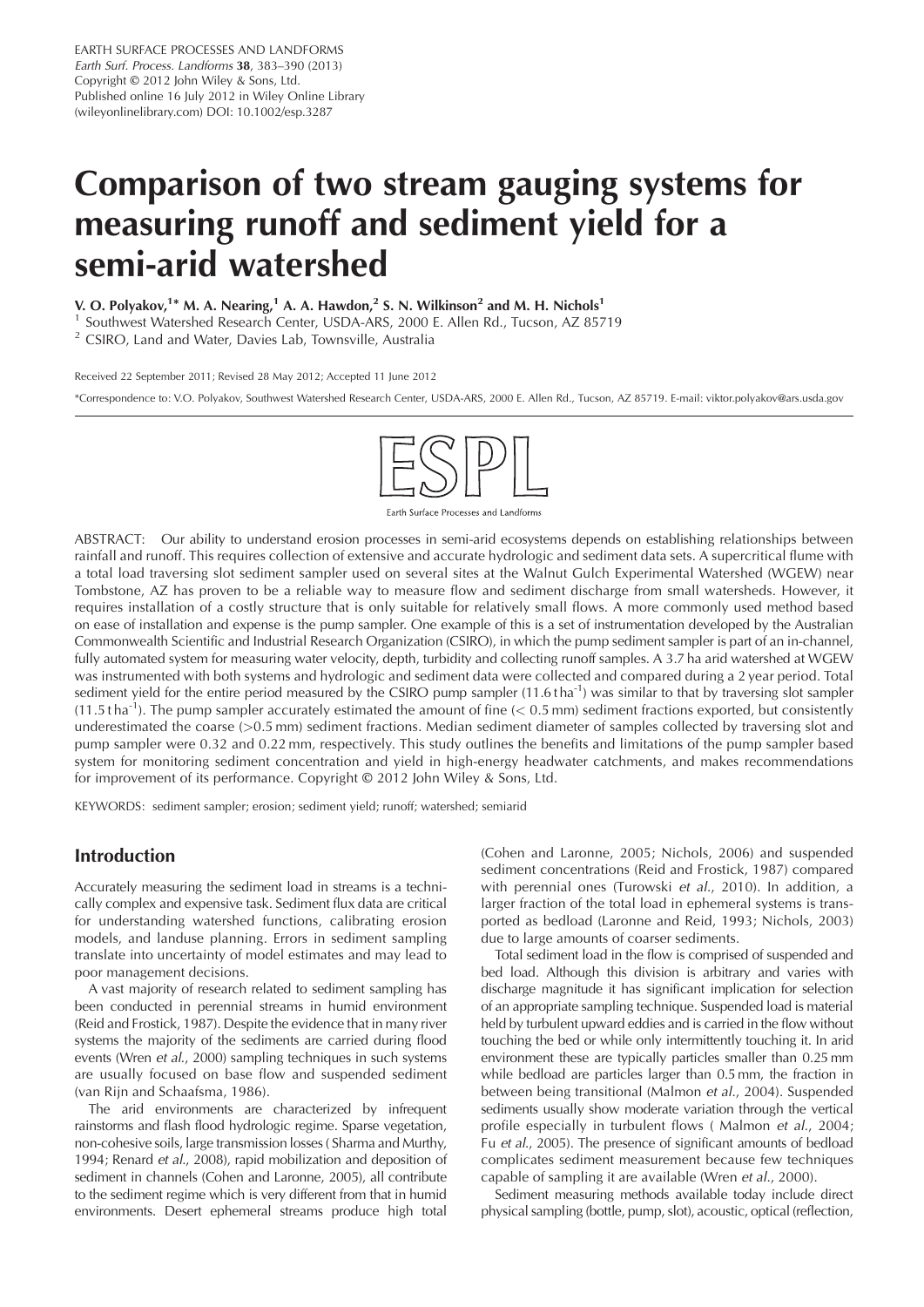# Comparison of two stream gauging systems for measuring runoff and sediment yield for a semi-arid watershed

V. O. Polyakov,[1]* M. A. Nearing,[1] A. A. Hawdon,[2] S. N. Wilkinson[2] and M. H. Nichols[1]

[1] Southwest Watershed Research Center, USDA-ARS, 2000 E. Allen Rd., Tucson, AZ 85719

[2] CSIRO, Land and Water, Davies Lab, Townsville, Australia

Received 22 September 2011; Revised 28 May 2012; Accepted 11 June 2012

*Correspondence to: V.O. Polyakov, Southwest Watershed Research Center, USDA-ARS, 2000 E. Allen Rd., Tucson, AZ 85719. E-mail: viktor.polyakov@ars.usda.gov

ABSTRACT: Our ability to understand erosion processes in semi-arid ecosystems depends on establishing relationships between rainfall and runoff. This requires collection of extensive and accurate hydrologic and sediment data sets. A supercritical flume with a total load traversing slot sediment sampler used on several sites at the Walnut Gulch Experimental Watershed (WGEW) near Tombstone, AZ has proven to be a reliable way to measure flow and sediment discharge from small watersheds. However, it requires installation of a costly structure that is only suitable for relatively small flows. A more commonly used method based on ease of installation and expense is the pump sampler. One example of this is a set of instrumentation developed by the Australian Commonwealth Scientific and Industrial Research Organization (CSIRO), in which the pump sediment sampler is part of an in-channel, fully automated system for measuring water velocity, depth, turbidity and collecting runoff samples. A 3.7 ha arid watershed at WGEW was instrumented with both systems and hydrologic and sediment data were collected and compared during a 2 year period. Total sediment yield for the entire period measured by the CSIRO pump sampler (11.6 t ha$^{-1}$) was similar to that by traversing slot sampler (11.5 t ha$^{-1}$). The pump sampler accurately estimated the amount of fine (< 0.5 mm) sediment fractions exported, but consistently underestimated the coarse (>0.5 mm) sediment fractions. Median sediment diameter of samples collected by traversing slot and pump sampler were 0.32 and 0.22 mm, respectively. This study outlines the benefits and limitations of the pump sampler based system for monitoring sediment concentration and yield in high-energy headwater catchments, and makes recommendations for improvement of its performance. Copyright © 2012 John Wiley & Sons, Ltd.

KEYWORDS: sediment sampler; erosion; sediment yield; runoff; watershed; semiarid

## Introduction

Accurately measuring the sediment load in streams is a technically complex and expensive task. Sediment flux data are critical for understanding watershed functions, calibrating erosion models, and landuse planning. Errors in sediment sampling translate into uncertainty of model estimates and may lead to poor management decisions.

A vast majority of research related to sediment sampling has been conducted in perennial streams in humid environment (Reid and Frostick, 1987). Despite the evidence that in many river systems the majority of the sediments are carried during flood events (Wren *et al.*, 2000) sampling techniques in such systems are usually focused on base flow and suspended sediment (van Rijn and Schaafsma, 1986).

The arid environments are characterized by infrequent rainstorms and flash flood hydrologic regime. Sparse vegetation, non-cohesive soils, large transmission losses ( Sharma and Murthy, 1994; Renard *et al.*, 2008), rapid mobilization and deposition of sediment in channels (Cohen and Laronne, 2005), all contribute to the sediment regime which is very different from that in humid environments. Desert ephemeral streams produce high total (Cohen and Laronne, 2005; Nichols, 2006) and suspended sediment concentrations (Reid and Frostick, 1987) compared with perennial ones (Turowski *et al.*, 2010). In addition, a larger fraction of the total load in ephemeral systems is transported as bedload (Laronne and Reid, 1993; Nichols, 2003) due to large amounts of coarser sediments.

Total sediment load in the flow is comprised of suspended and bed load. Although this division is arbitrary and varies with discharge magnitude it has significant implication for selection of an appropriate sampling technique. Suspended load is material held by turbulent upward eddies and is carried in the flow without touching the bed or while only intermittently touching it. In arid environment these are typically particles smaller than 0.25 mm while bedload are particles larger than 0.5 mm, the fraction in between being transitional (Malmon *et al.*, 2004). Suspended sediments usually show moderate variation through the vertical profile especially in turbulent flows ( Malmon *et al.*, 2004; Fu *et al.*, 2005). The presence of significant amounts of bedload complicates sediment measurement because few techniques capable of sampling it are available (Wren *et al.*, 2000).

Sediment measuring methods available today include direct physical sampling (bottle, pump, slot), acoustic, optical (reflection,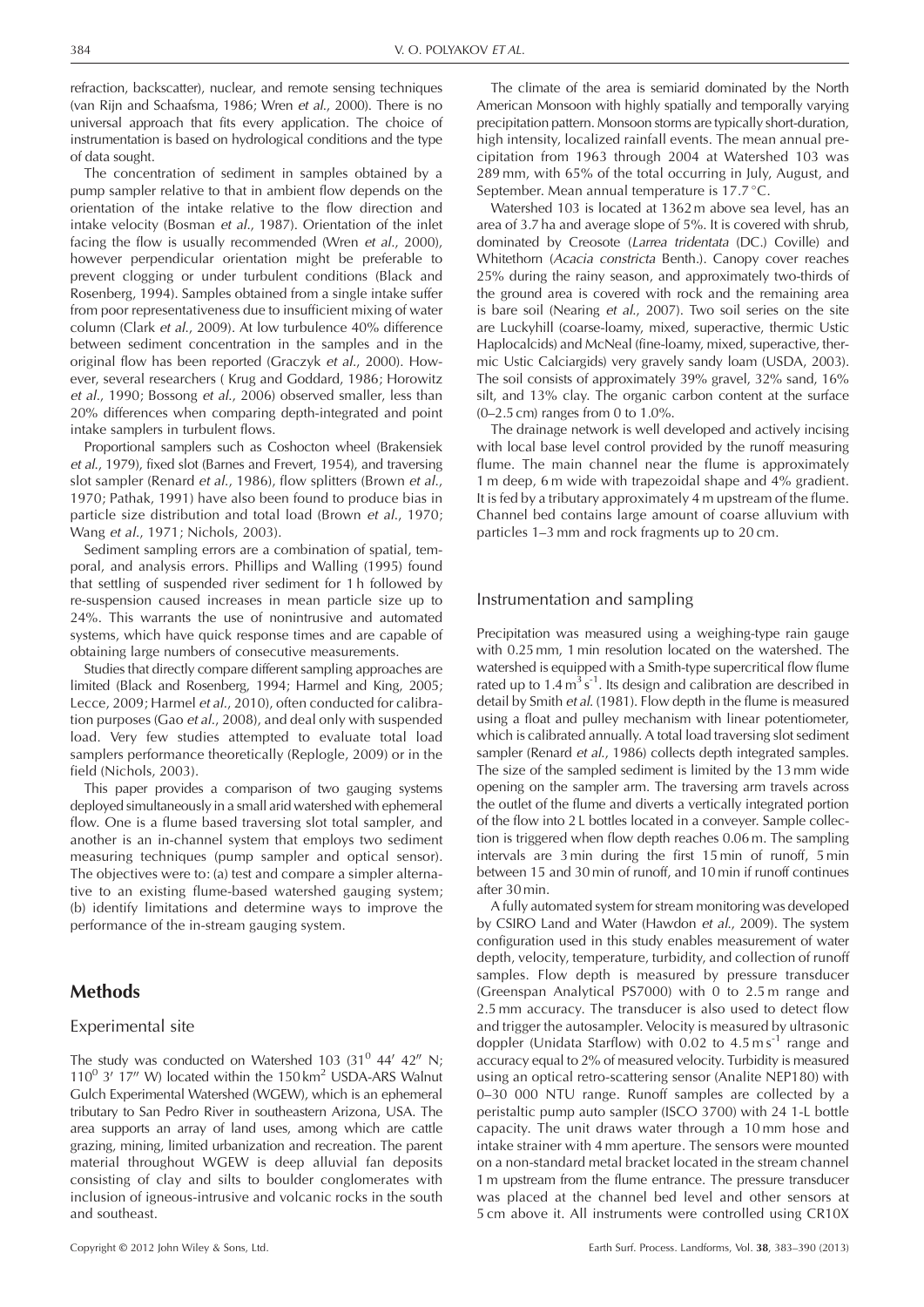refraction, backscatter), nuclear, and remote sensing techniques (van Rijn and Schaafsma, 1986; Wren *et al.*, 2000). There is no universal approach that fits every application. The choice of instrumentation is based on hydrological conditions and the type of data sought.

The concentration of sediment in samples obtained by a pump sampler relative to that in ambient flow depends on the orientation of the intake relative to the flow direction and intake velocity (Bosman *et al.*, 1987). Orientation of the inlet facing the flow is usually recommended (Wren *et al.*, 2000), however perpendicular orientation might be preferable to prevent clogging or under turbulent conditions (Black and Rosenberg, 1994). Samples obtained from a single intake suffer from poor representativeness due to insufficient mixing of water column (Clark *et al.*, 2009). At low turbulence 40% difference between sediment concentration in the samples and in the original flow has been reported (Graczyk *et al.*, 2000). However, several researchers ( Krug and Goddard, 1986; Horowitz *et al.*, 1990; Bossong *et al.*, 2006) observed smaller, less than 20% differences when comparing depth-integrated and point intake samplers in turbulent flows.

Proportional samplers such as Coshocton wheel (Brakensiek *et al.*, 1979), fixed slot (Barnes and Frevert, 1954), and traversing slot sampler (Renard *et al.*, 1986), flow splitters (Brown *et al.*, 1970; Pathak, 1991) have also been found to produce bias in particle size distribution and total load (Brown *et al.*, 1970; Wang *et al.*, 1971; Nichols, 2003).

Sediment sampling errors are a combination of spatial, temporal, and analysis errors. Phillips and Walling (1995) found that settling of suspended river sediment for 1 h followed by re-suspension caused increases in mean particle size up to 24%. This warrants the use of nonintrusive and automated systems, which have quick response times and are capable of obtaining large numbers of consecutive measurements.

Studies that directly compare different sampling approaches are limited (Black and Rosenberg, 1994; Harmel and King, 2005; Lecce, 2009; Harmel *et al.*, 2010), often conducted for calibration purposes (Gao *et al.*, 2008), and deal only with suspended load. Very few studies attempted to evaluate total load samplers performance theoretically (Replogle, 2009) or in the field (Nichols, 2003).

This paper provides a comparison of two gauging systems deployed simultaneously in a small arid watershed with ephemeral flow. One is a flume based traversing slot total sampler, and another is an in-channel system that employs two sediment measuring techniques (pump sampler and optical sensor). The objectives were to: (a) test and compare a simpler alternative to an existing flume-based watershed gauging system; (b) identify limitations and determine ways to improve the performance of the in-stream gauging system.

# Methods

## Experimental site

The study was conducted on Watershed 103 ($31^0$ 44′ 42″ N; $110^0$ 3′ 17″ W) located within the 150 $km^2$ USDA-ARS Walnut Gulch Experimental Watershed (WGEW), which is an ephemeral tributary to San Pedro River in southeastern Arizona, USA. The area supports an array of land uses, among which are cattle grazing, mining, limited urbanization and recreation. The parent material throughout WGEW is deep alluvial fan deposits consisting of clay and silts to boulder conglomerates with inclusion of igneous-intrusive and volcanic rocks in the south and southeast.

The climate of the area is semiarid dominated by the North American Monsoon with highly spatially and temporally varying precipitation pattern. Monsoon storms are typically short-duration, high intensity, localized rainfall events. The mean annual precipitation from 1963 through 2004 at Watershed 103 was 289 mm, with 65% of the total occurring in July, August, and September. Mean annual temperature is 17.7 °C.

Watershed 103 is located at 1362 m above sea level, has an area of 3.7 ha and average slope of 5%. It is covered with shrub, dominated by Creosote (*Larrea tridentata* (DC.) Coville) and Whitethorn (*Acacia constricta* Benth.). Canopy cover reaches 25% during the rainy season, and approximately two-thirds of the ground area is covered with rock and the remaining area is bare soil (Nearing *et al.*, 2007). Two soil series on the site are Luckyhill (coarse-loamy, mixed, superactive, thermic Ustic Haplocalcids) and McNeal (fine-loamy, mixed, superactive, thermic Ustic Calciargids) very gravely sandy loam (USDA, 2003). The soil consists of approximately 39% gravel, 32% sand, 16% silt, and 13% clay. The organic carbon content at the surface (0–2.5 cm) ranges from 0 to 1.0%.

The drainage network is well developed and actively incising with local base level control provided by the runoff measuring flume. The main channel near the flume is approximately 1 m deep, 6 m wide with trapezoidal shape and 4% gradient. It is fed by a tributary approximately 4 m upstream of the flume. Channel bed contains large amount of coarse alluvium with particles 1–3 mm and rock fragments up to 20 cm.

## Instrumentation and sampling

Precipitation was measured using a weighing-type rain gauge with 0.25 mm, 1 min resolution located on the watershed. The watershed is equipped with a Smith-type supercritical flow flume rated up to 1.4 $m^3 s^{-1}$. Its design and calibration are described in detail by Smith *et al.* (1981). Flow depth in the flume is measured using a float and pulley mechanism with linear potentiometer, which is calibrated annually. A total load traversing slot sediment sampler (Renard *et al.*, 1986) collects depth integrated samples. The size of the sampled sediment is limited by the 13 mm wide opening on the sampler arm. The traversing arm travels across the outlet of the flume and diverts a vertically integrated portion of the flow into 2 L bottles located in a conveyer. Sample collection is triggered when flow depth reaches 0.06 m. The sampling intervals are 3 min during the first 15 min of runoff, 5 min between 15 and 30 min of runoff, and 10 min if runoff continues after 30 min.

A fully automated system for stream monitoring was developed by CSIRO Land and Water (Hawdon *et al.*, 2009). The system configuration used in this study enables measurement of water depth, velocity, temperature, turbidity, and collection of runoff samples. Flow depth is measured by pressure transducer (Greenspan Analytical PS7000) with 0 to 2.5 m range and 2.5 mm accuracy. The transducer is also used to detect flow and trigger the autosampler. Velocity is measured by ultrasonic doppler (Unidata Starflow) with 0.02 to 4.5 $m s^{-1}$ range and accuracy equal to 2% of measured velocity. Turbidity is measured using an optical retro-scattering sensor (Analite NEP180) with 0–30 000 NTU range. Runoff samples are collected by a peristaltic pump auto sampler (ISCO 3700) with 24 1-L bottle capacity. The unit draws water through a 10 mm hose and intake strainer with 4 mm aperture. The sensors were mounted on a non-standard metal bracket located in the stream channel 1 m upstream from the flume entrance. The pressure transducer was placed at the channel bed level and other sensors at 5 cm above it. All instruments were controlled using CR10X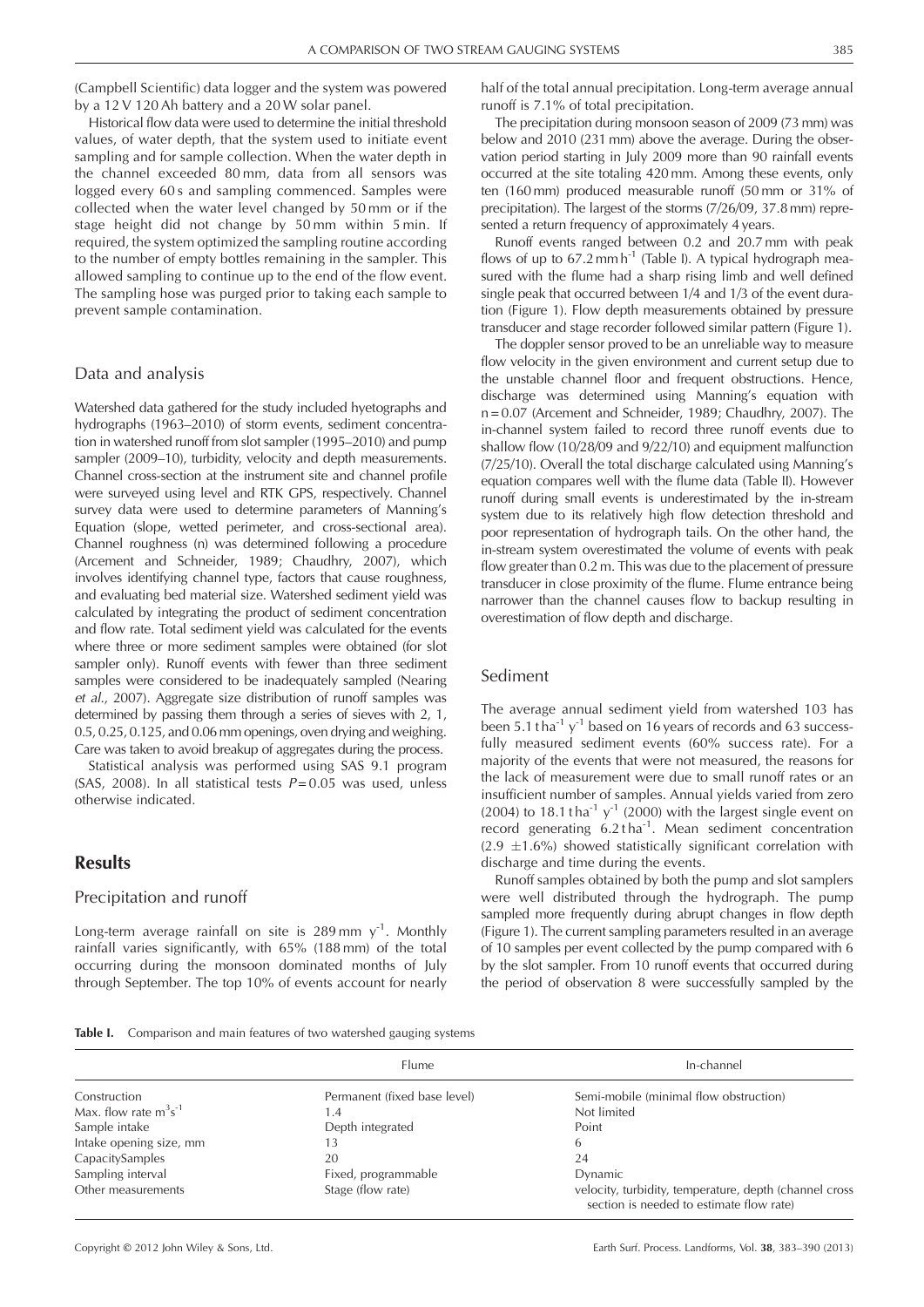(Campbell Scientific) data logger and the system was powered by a 12 V 120 Ah battery and a 20 W solar panel.

Historical flow data were used to determine the initial threshold values, of water depth, that the system used to initiate event sampling and for sample collection. When the water depth in the channel exceeded 80 mm, data from all sensors was logged every 60 s and sampling commenced. Samples were collected when the water level changed by 50 mm or if the stage height did not change by 50 mm within 5 min. If required, the system optimized the sampling routine according to the number of empty bottles remaining in the sampler. This allowed sampling to continue up to the end of the flow event. The sampling hose was purged prior to taking each sample to prevent sample contamination.

## Data and analysis

Watershed data gathered for the study included hyetographs and hydrographs (1963–2010) of storm events, sediment concentration in watershed runoff from slot sampler (1995–2010) and pump sampler (2009–10), turbidity, velocity and depth measurements. Channel cross-section at the instrument site and channel profile were surveyed using level and RTK GPS, respectively. Channel survey data were used to determine parameters of Manning's Equation (slope, wetted perimeter, and cross-sectional area). Channel roughness (n) was determined following a procedure (Arcement and Schneider, 1989; Chaudhry, 2007), which involves identifying channel type, factors that cause roughness, and evaluating bed material size. Watershed sediment yield was calculated by integrating the product of sediment concentration and flow rate. Total sediment yield was calculated for the events where three or more sediment samples were obtained (for slot sampler only). Runoff events with fewer than three sediment samples were considered to be inadequately sampled (Nearing *et al.*, 2007). Aggregate size distribution of runoff samples was determined by passing them through a series of sieves with 2, 1, 0.5, 0.25, 0.125, and 0.06 mm openings, oven drying and weighing. Care was taken to avoid breakup of aggregates during the process.

Statistical analysis was performed using SAS 9.1 program (SAS, 2008). In all statistical tests $P = 0.05$ was used, unless otherwise indicated.

# Results

## Precipitation and runoff

Long-term average rainfall on site is 289 mm $y^{-1}$. Monthly rainfall varies significantly, with 65% (188 mm) of the total occurring during the monsoon dominated months of July through September. The top 10% of events account for nearly half of the total annual precipitation. Long-term average annual runoff is 7.1% of total precipitation.

The precipitation during monsoon season of 2009 (73 mm) was below and 2010 (231 mm) above the average. During the observation period starting in July 2009 more than 90 rainfall events occurred at the site totaling 420 mm. Among these events, only ten (160 mm) produced measurable runoff (50 mm or 31% of precipitation). The largest of the storms (7/26/09, 37.8 mm) represented a return frequency of approximately 4 years.

Runoff events ranged between 0.2 and 20.7 mm with peak flows of up to 67.2 mm $h^{-1}$ (Table I). A typical hydrograph measured with the flume had a sharp rising limb and well defined single peak that occurred between 1/4 and 1/3 of the event duration (Figure 1). Flow depth measurements obtained by pressure transducer and stage recorder followed similar pattern (Figure 1).

The doppler sensor proved to be an unreliable way to measure flow velocity in the given environment and current setup due to the unstable channel floor and frequent obstructions. Hence, discharge was determined using Manning's equation with $n = 0.07$ (Arcement and Schneider, 1989; Chaudhry, 2007). The in-channel system failed to record three runoff events due to shallow flow (10/28/09 and 9/22/10) and equipment malfunction (7/25/10). Overall the total discharge calculated using Manning's equation compares well with the flume data (Table II). However runoff during small events is underestimated by the in-stream system due to its relatively high flow detection threshold and poor representation of hydrograph tails. On the other hand, the in-stream system overestimated the volume of events with peak flow greater than 0.2 m. This was due to the placement of pressure transducer in close proximity of the flume. Flume entrance being narrower than the channel causes flow to backup resulting in overestimation of flow depth and discharge.

## Sediment

The average annual sediment yield from watershed 103 has been 5.1 t $ha^{-1}$ $y^{-1}$ based on 16 years of records and 63 successfully measured sediment events (60% success rate). For a majority of the events that were not measured, the reasons for the lack of measurement were due to small runoff rates or an insufficient number of samples. Annual yields varied from zero (2004) to 18.1 t $ha^{-1}$ $y^{-1}$ (2000) with the largest single event on record generating 6.2 t $ha^{-1}$. Mean sediment concentration (2.9 ±1.6%) showed statistically significant correlation with discharge and time during the events.

Runoff samples obtained by both the pump and slot samplers were well distributed through the hydrograph. The pump sampled more frequently during abrupt changes in flow depth (Figure 1). The current sampling parameters resulted in an average of 10 samples per event collected by the pump compared with 6 by the slot sampler. From 10 runoff events that occurred during the period of observation 8 were successfully sampled by the

**Table I.** Comparison and main features of two watershed gauging systems

| | Flume | In-channel |
|---|---|---|
| Construction | Permanent (fixed base level) | Semi-mobile (minimal flow obstruction) |
| Max. flow rate $m^3 s^{-1}$ | 1.4 | Not limited |
| Sample intake | Depth integrated | Point |
| Intake opening size, mm | 13 | 6 |
| CapacitySamples | 20 | 24 |
| Sampling interval | Fixed, programmable | Dynamic |
| Other measurements | Stage (flow rate) | velocity, turbidity, temperature, depth (channel cross section is needed to estimate flow rate) |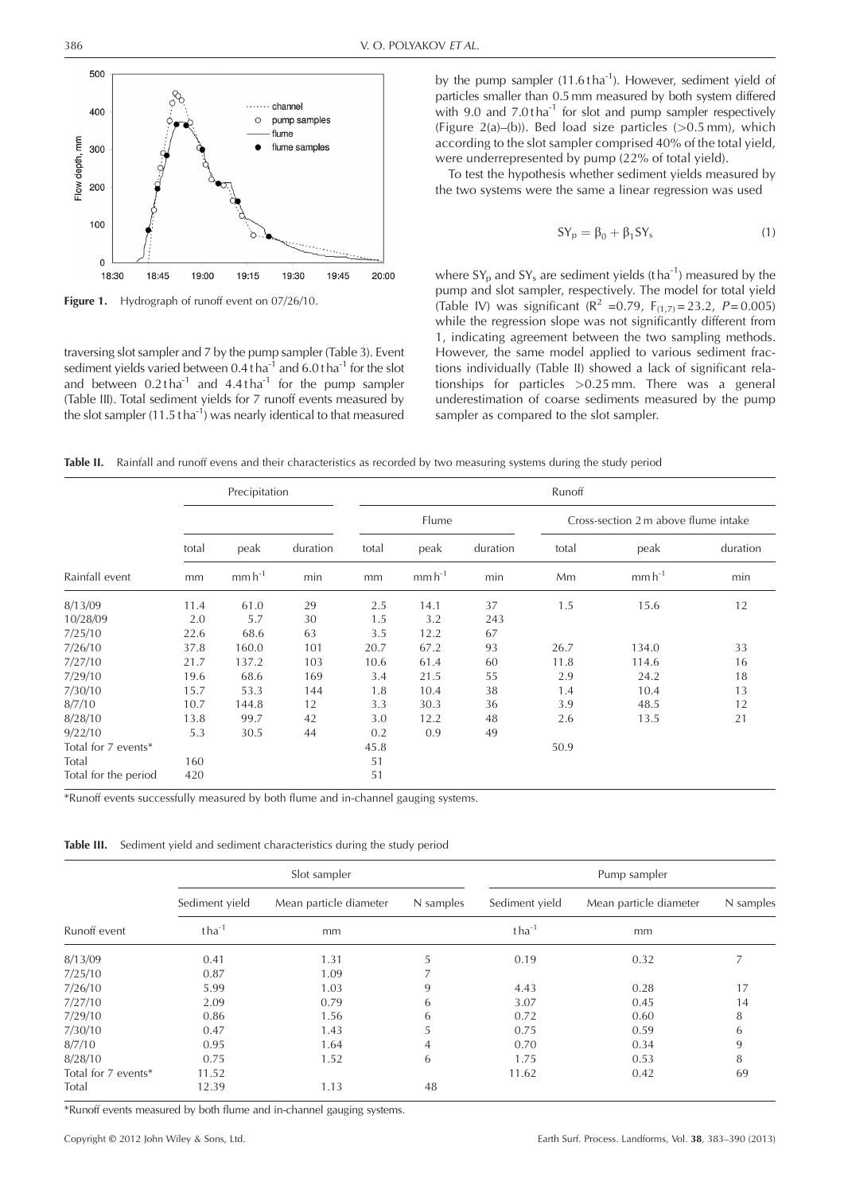Figure 1. Hydrograph of runoff event on 07/26/10.

traversing slot sampler and 7 by the pump sampler (Table 3). Event sediment yields varied between 0.4 t ha$^{-1}$ and 6.0 t ha$^{-1}$ for the slot and between 0.2 t ha$^{-1}$ and 4.4 t ha$^{-1}$ for the pump sampler (Table III). Total sediment yields for 7 runoff events measured by the slot sampler (11.5 t ha$^{-1}$) was nearly identical to that measured by the pump sampler (11.6 t ha$^{-1}$). However, sediment yield of particles smaller than 0.5 mm measured by both system differed with 9.0 and 7.0 t ha$^{-1}$ for slot and pump sampler respectively (Figure 2(a)–(b)). Bed load size particles (>0.5 mm), which according to the slot sampler comprised 40% of the total yield, were underrepresented by pump (22% of total yield).

To test the hypothesis whether sediment yields measured by the two systems were the same a linear regression was used

$$SY_p = \beta_0 + \beta_1 SY_s \quad (1)$$

where $SY_p$ and $SY_s$ are sediment yields (t ha$^{-1}$) measured by the pump and slot sampler, respectively. The model for total yield (Table IV) was significant ($R^2$ =0.79, $F_{(1,7)} = 23.2$, $P = 0.005$) while the regression slope was not significantly different from 1, indicating agreement between the two sampling methods. However, the same model applied to various sediment fractions individually (Table II) showed a lack of significant relationships for particles >0.25 mm. There was a general underestimation of coarse sediments measured by the pump sampler as compared to the slot sampler.

**Table II.** Rainfall and runoff evens and their characteristics as recorded by two measuring systems during the study period

| | Precipitation | | | Runoff | | | | | |
|---|---|---|---|---|---|---|---|---|---|
| | | | | Flume | | | Cross-section 2 m above flume intake | | |
| | total | peak | duration | total | peak | duration | total | peak | duration |
| Rainfall event | mm | mm h$^{-1}$ | min | mm | mm h$^{-1}$ | min | Mm | mm h$^{-1}$ | min |
| 8/13/09 | 11.4 | 61.0 | 29 | 2.5 | 14.1 | 37 | 1.5 | 15.6 | 12 |
| 10/28/09 | 2.0 | 5.7 | 30 | 1.5 | 3.2 | 243 | | | |
| 7/25/10 | 22.6 | 68.6 | 63 | 3.5 | 12.2 | 67 | | | |
| 7/26/10 | 37.8 | 160.0 | 101 | 20.7 | 67.2 | 93 | 26.7 | 134.0 | 33 |
| 7/27/10 | 21.7 | 137.2 | 103 | 10.6 | 61.4 | 60 | 11.8 | 114.6 | 16 |
| 7/29/10 | 19.6 | 68.6 | 169 | 3.4 | 21.5 | 55 | 2.9 | 24.2 | 18 |
| 7/30/10 | 15.7 | 53.3 | 144 | 1.8 | 10.4 | 38 | 1.4 | 10.4 | 13 |
| 8/7/10 | 10.7 | 144.8 | 12 | 3.3 | 30.3 | 36 | 3.9 | 48.5 | 12 |
| 8/28/10 | 13.8 | 99.7 | 42 | 3.0 | 12.2 | 48 | 2.6 | 13.5 | 21 |
| 9/22/10 | 5.3 | 30.5 | 44 | 0.2 | 0.9 | 49 | | | |
| Total for 7 events* | | | | 45.8 | | | 50.9 | | |
| Total | 160 | | | 51 | | | | | |
| Total for the period | 420 | | | 51 | | | | | |

*Runoff events successfully measured by both flume and in-channel gauging systems.

**Table III.** Sediment yield and sediment characteristics during the study period

| | Slot sampler | | | Pump sampler | | |
|---|---|---|---|---|---|---|
| | Sediment yield | Mean particle diameter | N samples | Sediment yield | Mean particle diameter | N samples |
| Runoff event | t ha$^{-1}$ | mm | | t ha$^{-1}$ | mm | |
| 8/13/09 | 0.41 | 1.31 | 5 | 0.19 | 0.32 | 7 |
| 7/25/10 | 0.87 | 1.09 | 7 | | | |
| 7/26/10 | 5.99 | 1.03 | 9 | 4.43 | 0.28 | 17 |
| 7/27/10 | 2.09 | 0.79 | 6 | 3.07 | 0.45 | 14 |
| 7/29/10 | 0.86 | 1.56 | 6 | 0.72 | 0.60 | 8 |
| 7/30/10 | 0.47 | 1.43 | 5 | 0.75 | 0.59 | 6 |
| 8/7/10 | 0.95 | 1.64 | 4 | 0.70 | 0.34 | 9 |
| 8/28/10 | 0.75 | 1.52 | 6 | 1.75 | 0.53 | 8 |
| Total for 7 events* | 11.52 | | | 11.62 | 0.42 | 69 |
| Total | 12.39 | 1.13 | 48 | | | |

*Runoff events measured by both flume and in-channel gauging systems.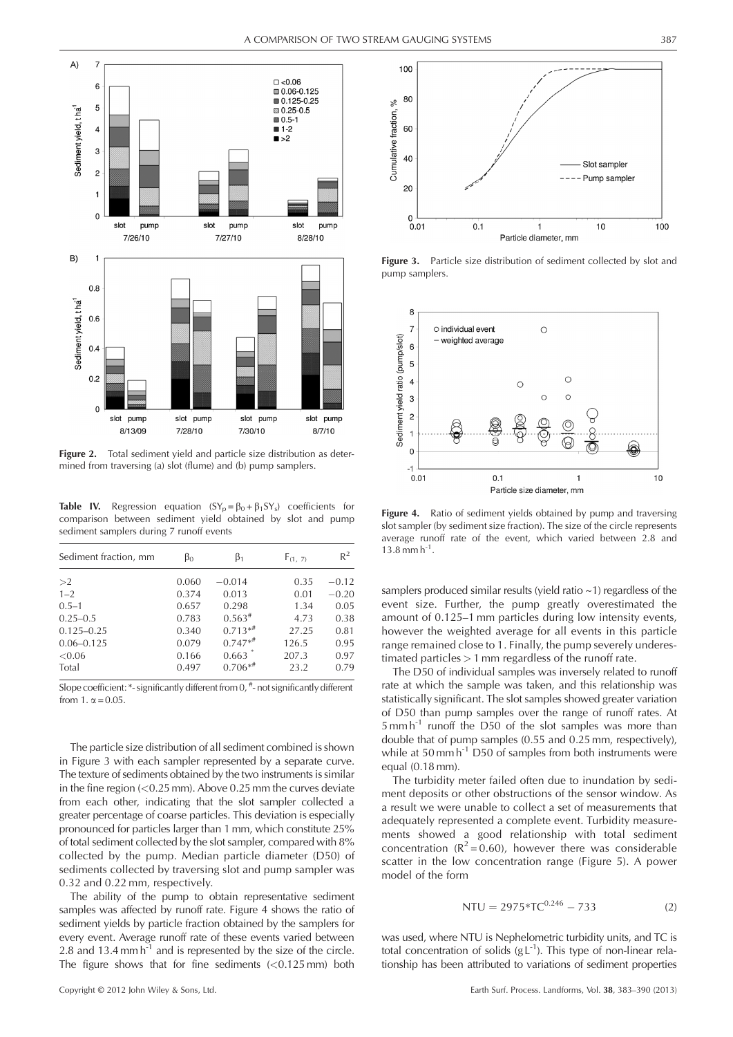Figure 2. Total sediment yield and particle size distribution as determined from traversing (a) slot (flume) and (b) pump samplers.

Table IV. Regression equation ($SY_p = \beta_0 + \beta_1 SY_s$) coefficients for comparison between sediment yield obtained by slot and pump sediment samplers during 7 runoff events

| Sediment fraction, mm | $\beta_0$ | $\beta_1$ | $F_{(1, 7)}$ | $R^2$ |
|---|---|---|---|---|
| >2 | 0.060 | −0.014 | 0.35 | −0.12 |
| 1–2 | 0.374 | 0.013 | 0.01 | −0.20 |
| 0.5–1 | 0.657 | 0.298 | 1.34 | 0.05 |
| 0.25–0.5 | 0.783 | 0.563# | 4.73 | 0.38 |
| 0.125–0.25 | 0.340 | 0.713*# | 27.25 | 0.81 |
| 0.06–0.125 | 0.079 | 0.747*# | 126.5 | 0.95 |
| <0.06 | 0.166 | 0.663 * | 207.3 | 0.97 |
| Total | 0.497 | 0.706*# | 23.2 | 0.79 |

Slope coefficient: *- significantly different from 0, #- not significantly different from 1. $\alpha = 0.05$.

The particle size distribution of all sediment combined is shown in Figure 3 with each sampler represented by a separate curve. The texture of sediments obtained by the two instruments is similar in the fine region (<0.25 mm). Above 0.25 mm the curves deviate from each other, indicating that the slot sampler collected a greater percentage of coarse particles. This deviation is especially pronounced for particles larger than 1 mm, which constitute 25% of total sediment collected by the slot sampler, compared with 8% collected by the pump. Median particle diameter (D50) of sediments collected by traversing slot and pump sampler was 0.32 and 0.22 mm, respectively.

The ability of the pump to obtain representative sediment samples was affected by runoff rate. Figure 4 shows the ratio of sediment yields by particle fraction obtained by the samplers for every event. Average runoff rate of these events varied between 2.8 and 13.4 mm h$^{-1}$ and is represented by the size of the circle. The figure shows that for fine sediments (<0.125 mm) both samplers produced similar results (yield ratio ~1) regardless of the event size. Further, the pump greatly overestimated the amount of 0.125–1 mm particles during low intensity events, however the weighted average for all events in this particle range remained close to 1. Finally, the pump severely underestimated particles > 1 mm regardless of the runoff rate.

Figure 3. Particle size distribution of sediment collected by slot and pump samplers.

Figure 4. Ratio of sediment yields obtained by pump and traversing slot sampler (by sediment size fraction). The size of the circle represents average runoff rate of the event, which varied between 2.8 and 13.8 mm h$^{-1}$.

The D50 of individual samples was inversely related to runoff rate at which the sample was taken, and this relationship was statistically significant. The slot samples showed greater variation of D50 than pump samples over the range of runoff rates. At 5 mm h$^{-1}$ runoff the D50 of the slot samples was more than double that of pump samples (0.55 and 0.25 mm, respectively), while at 50 mm h$^{-1}$ D50 of samples from both instruments were equal (0.18 mm).

The turbidity meter failed often due to inundation by sediment deposits or other obstructions of the sensor window. As a result we were unable to collect a set of measurements that adequately represented a complete event. Turbidity measurements showed a good relationship with total sediment concentration ($R^2 = 0.60$), however there was considerable scatter in the low concentration range (Figure 5). A power model of the form

$$NTU = 2975 * TC^{0.246} - 733 \tag{2}$$

was used, where NTU is Nephelometric turbidity units, and TC is total concentration of solids (g L$^{-1}$). This type of non-linear relationship has been attributed to variations of sediment properties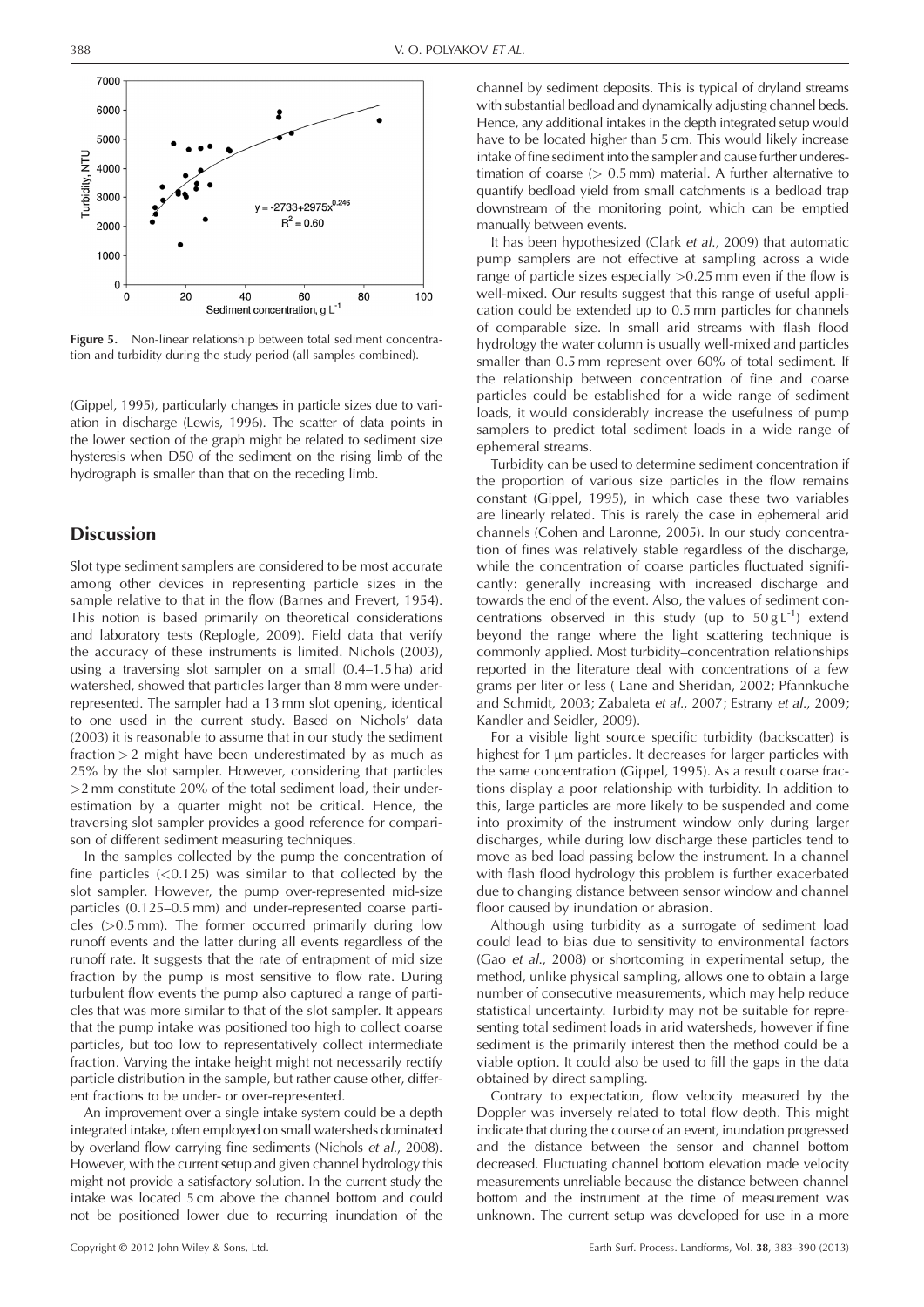Figure 5. Non-linear relationship between total sediment concentration and turbidity during the study period (all samples combined).

(Gippel, 1995), particularly changes in particle sizes due to variation in discharge (Lewis, 1996). The scatter of data points in the lower section of the graph might be related to sediment size hysteresis when D50 of the sediment on the rising limb of the hydrograph is smaller than that on the receding limb.

## Discussion

Slot type sediment samplers are considered to be most accurate among other devices in representing particle sizes in the sample relative to that in the flow (Barnes and Frevert, 1954). This notion is based primarily on theoretical considerations and laboratory tests (Replogle, 2009). Field data that verify the accuracy of these instruments is limited. Nichols (2003), using a traversing slot sampler on a small (0.4–1.5 ha) arid watershed, showed that particles larger than 8 mm were underrepresented. The sampler had a 13 mm slot opening, identical to one used in the current study. Based on Nichols' data (2003) it is reasonable to assume that in our study the sediment fraction > 2 might have been underestimated by as much as 25% by the slot sampler. However, considering that particles >2 mm constitute 20% of the total sediment load, their underestimation by a quarter might not be critical. Hence, the traversing slot sampler provides a good reference for comparison of different sediment measuring techniques.

In the samples collected by the pump the concentration of fine particles (<0.125) was similar to that collected by the slot sampler. However, the pump over-represented mid-size particles (0.125–0.5 mm) and under-represented coarse particles (>0.5 mm). The former occurred primarily during low runoff events and the latter during all events regardless of the runoff rate. It suggests that the rate of entrapment of mid size fraction by the pump is most sensitive to flow rate. During turbulent flow events the pump also captured a range of particles that was more similar to that of the slot sampler. It appears that the pump intake was positioned too high to collect coarse particles, but too low to representatively collect intermediate fraction. Varying the intake height might not necessarily rectify particle distribution in the sample, but rather cause other, different fractions to be under- or over-represented.

An improvement over a single intake system could be a depth integrated intake, often employed on small watersheds dominated by overland flow carrying fine sediments (Nichols *et al.*, 2008). However, with the current setup and given channel hydrology this might not provide a satisfactory solution. In the current study the intake was located 5 cm above the channel bottom and could not be positioned lower due to recurring inundation of the channel by sediment deposits. This is typical of dryland streams with substantial bedload and dynamically adjusting channel beds. Hence, any additional intakes in the depth integrated setup would have to be located higher than 5 cm. This would likely increase intake of fine sediment into the sampler and cause further underestimation of coarse (> 0.5 mm) material. A further alternative to quantify bedload yield from small catchments is a bedload trap downstream of the monitoring point, which can be emptied manually between events.

It has been hypothesized (Clark *et al.*, 2009) that automatic pump samplers are not effective at sampling across a wide range of particle sizes especially >0.25 mm even if the flow is well-mixed. Our results suggest that this range of useful application could be extended up to 0.5 mm particles for channels of comparable size. In small arid streams with flash flood hydrology the water column is usually well-mixed and particles smaller than 0.5 mm represent over 60% of total sediment. If the relationship between concentration of fine and coarse particles could be established for a wide range of sediment loads, it would considerably increase the usefulness of pump samplers to predict total sediment loads in a wide range of ephemeral streams.

Turbidity can be used to determine sediment concentration if the proportion of various size particles in the flow remains constant (Gippel, 1995), in which case these two variables are linearly related. This is rarely the case in ephemeral arid channels (Cohen and Laronne, 2005). In our study concentration of fines was relatively stable regardless of the discharge, while the concentration of coarse particles fluctuated significantly: generally increasing with increased discharge and towards the end of the event. Also, the values of sediment concentrations observed in this study (up to $50\,\mathrm{g\,L^{-1}}$) extend beyond the range where the light scattering technique is commonly applied. Most turbidity–concentration relationships reported in the literature deal with concentrations of a few grams per liter or less ( Lane and Sheridan, 2002; Pfannkuche and Schmidt, 2003; Zabaleta *et al.*, 2007; Estrany *et al.*, 2009; Kandler and Seidler, 2009).

For a visible light source specific turbidity (backscatter) is highest for 1 μm particles. It decreases for larger particles with the same concentration (Gippel, 1995). As a result coarse fractions display a poor relationship with turbidity. In addition to this, large particles are more likely to be suspended and come into proximity of the instrument window only during larger discharges, while during low discharge these particles tend to move as bed load passing below the instrument. In a channel with flash flood hydrology this problem is further exacerbated due to changing distance between sensor window and channel floor caused by inundation or abrasion.

Although using turbidity as a surrogate of sediment load could lead to bias due to sensitivity to environmental factors (Gao *et al.*, 2008) or shortcoming in experimental setup, the method, unlike physical sampling, allows one to obtain a large number of consecutive measurements, which may help reduce statistical uncertainty. Turbidity may not be suitable for representing total sediment loads in arid watersheds, however if fine sediment is the primarily interest then the method could be a viable option. It could also be used to fill the gaps in the data obtained by direct sampling.

Contrary to expectation, flow velocity measured by the Doppler was inversely related to total flow depth. This might indicate that during the course of an event, inundation progressed and the distance between the sensor and channel bottom decreased. Fluctuating channel bottom elevation made velocity measurements unreliable because the distance between channel bottom and the instrument at the time of measurement was unknown. The current setup was developed for use in a more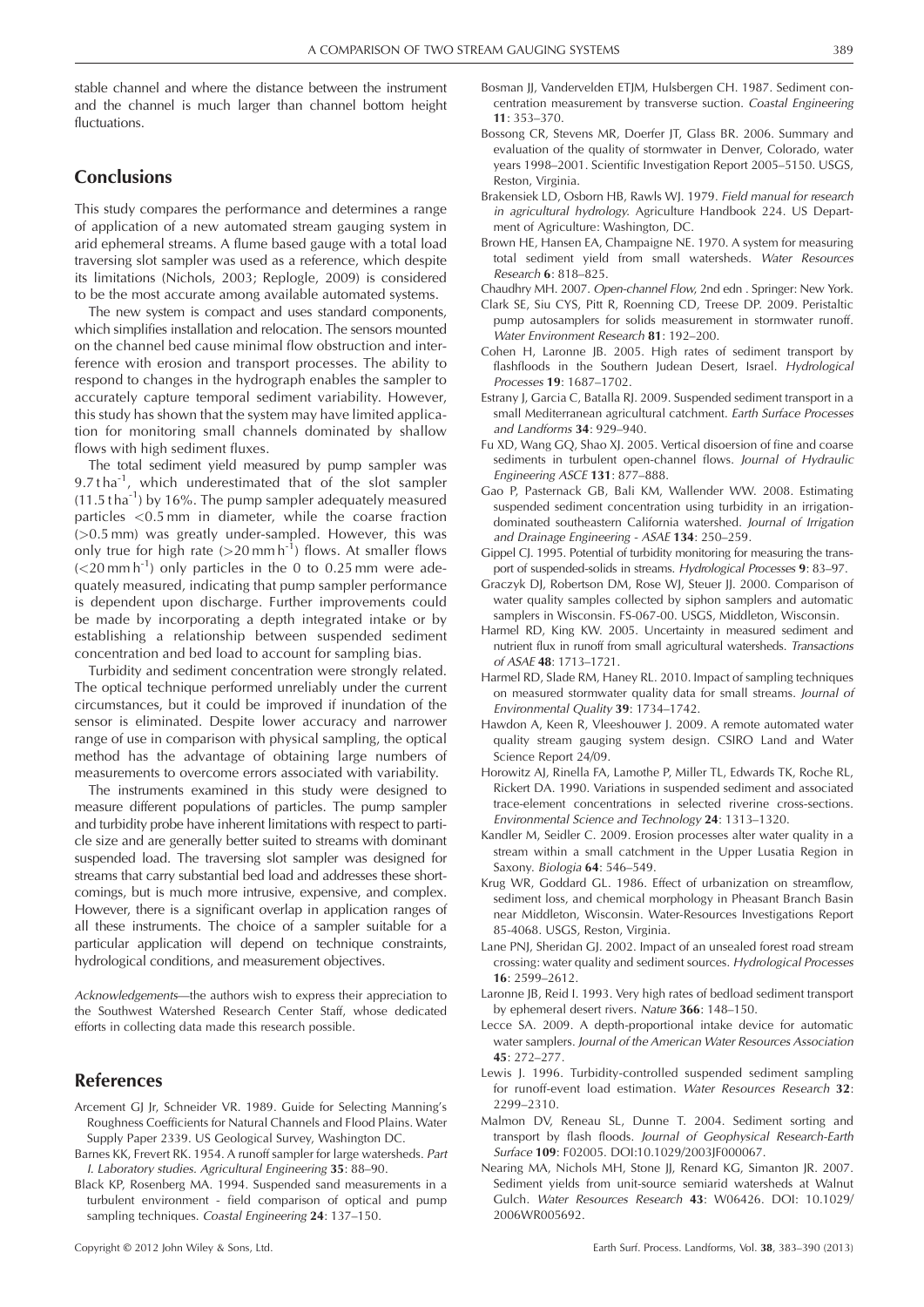stable channel and where the distance between the instrument and the channel is much larger than channel bottom height fluctuations.

## Conclusions

This study compares the performance and determines a range of application of a new automated stream gauging system in arid ephemeral streams. A flume based gauge with a total load traversing slot sampler was used as a reference, which despite its limitations (Nichols, 2003; Replogle, 2009) is considered to be the most accurate among available automated systems.

The new system is compact and uses standard components, which simplifies installation and relocation. The sensors mounted on the channel bed cause minimal flow obstruction and interference with erosion and transport processes. The ability to respond to changes in the hydrograph enables the sampler to accurately capture temporal sediment variability. However, this study has shown that the system may have limited application for monitoring small channels dominated by shallow flows with high sediment fluxes.

The total sediment yield measured by pump sampler was 9.7 t ha$^{-1}$, which underestimated that of the slot sampler (11.5 t ha$^{-1}$) by 16%. The pump sampler adequately measured particles <0.5 mm in diameter, while the coarse fraction (>0.5 mm) was greatly under-sampled. However, this was only true for high rate (>20 mm h$^{-1}$) flows. At smaller flows (<20 mm h$^{-1}$) only particles in the 0 to 0.25 mm were adequately measured, indicating that pump sampler performance is dependent upon discharge. Further improvements could be made by incorporating a depth integrated intake or by establishing a relationship between suspended sediment concentration and bed load to account for sampling bias.

Turbidity and sediment concentration were strongly related. The optical technique performed unreliably under the current circumstances, but it could be improved if inundation of the sensor is eliminated. Despite lower accuracy and narrower range of use in comparison with physical sampling, the optical method has the advantage of obtaining large numbers of measurements to overcome errors associated with variability.

The instruments examined in this study were designed to measure different populations of particles. The pump sampler and turbidity probe have inherent limitations with respect to particle size and are generally better suited to streams with dominant suspended load. The traversing slot sampler was designed for streams that carry substantial bed load and addresses these shortcomings, but is much more intrusive, expensive, and complex. However, there is a significant overlap in application ranges of all these instruments. The choice of a sampler suitable for a particular application will depend on technique constraints, hydrological conditions, and measurement objectives.

*Acknowledgements*—the authors wish to express their appreciation to the Southwest Watershed Research Center Staff, whose dedicated efforts in collecting data made this research possible.

## References

Arcement GJ Jr, Schneider VR. 1989. Guide for Selecting Manning's Roughness Coefficients for Natural Channels and Flood Plains. Water Supply Paper 2339. US Geological Survey, Washington DC.

Barnes KK, Frevert RK. 1954. A runoff sampler for large watersheds. *Part I. Laboratory studies. Agricultural Engineering* **35**: 88–90.

Black KP, Rosenberg MA. 1994. Suspended sand measurements in a turbulent environment - field comparison of optical and pump sampling techniques. *Coastal Engineering* **24**: 137–150.

Bosman JJ, Vandervelden ETJM, Hulsbergen CH. 1987. Sediment concentration measurement by transverse suction. *Coastal Engineering* **11**: 353–370.

Bossong CR, Stevens MR, Doerfer JT, Glass BR. 2006. Summary and evaluation of the quality of stormwater in Denver, Colorado, water years 1998–2001. Scientific Investigation Report 2005–5150. USGS, Reston, Virginia.

Brakensiek LD, Osborn HB, Rawls WJ. 1979. *Field manual for research in agricultural hydrology.* Agriculture Handbook 224. US Department of Agriculture: Washington, DC.

Brown HE, Hansen EA, Champaigne NE. 1970. A system for measuring total sediment yield from small watersheds. *Water Resources Research* **6**: 818–825.

Chaudhry MH. 2007. *Open-channel Flow*, 2nd edn . Springer: New York.

Clark SE, Siu CYS, Pitt R, Roenning CD, Treese DP. 2009. Peristaltic pump autosamplers for solids measurement in stormwater runoff. *Water Environment Research* **81**: 192–200.

Cohen H, Laronne JB. 2005. High rates of sediment transport by flashfloods in the Southern Judean Desert, Israel. *Hydrological Processes* **19**: 1687–1702.

Estrany J, Garcia C, Batalla RJ. 2009. Suspended sediment transport in a small Mediterranean agricultural catchment. *Earth Surface Processes and Landforms* **34**: 929–940.

Fu XD, Wang GQ, Shao XJ. 2005. Vertical disoersion of fine and coarse sediments in turbulent open-channel flows. *Journal of Hydraulic Engineering ASCE* **131**: 877–888.

Gao P, Pasternack GB, Bali KM, Wallender WW. 2008. Estimating suspended sediment concentration using turbidity in an irrigation-dominated southeastern California watershed. *Journal of Irrigation and Drainage Engineering - ASAE* **134**: 250–259.

Gippel CJ. 1995. Potential of turbidity monitoring for measuring the transport of suspended-solids in streams. *Hydrological Processes* **9**: 83–97.

Graczyk DJ, Robertson DM, Rose WJ, Steuer JJ. 2000. Comparison of water quality samples collected by siphon samplers and automatic samplers in Wisconsin. FS-067-00. USGS, Middleton, Wisconsin.

Harmel RD, King KW. 2005. Uncertainty in measured sediment and nutrient flux in runoff from small agricultural watersheds. *Transactions of ASAE* **48**: 1713–1721.

Harmel RD, Slade RM, Haney RL. 2010. Impact of sampling techniques on measured stormwater quality data for small streams. *Journal of Environmental Quality* **39**: 1734–1742.

Hawdon A, Keen R, Vleeshouwer J. 2009. A remote automated water quality stream gauging system design. CSIRO Land and Water Science Report 24/09.

Horowitz AJ, Rinella FA, Lamothe P, Miller TL, Edwards TK, Roche RL, Rickert DA. 1990. Variations in suspended sediment and associated trace-element concentrations in selected riverine cross-sections. *Environmental Science and Technology* **24**: 1313–1320.

Kandler M, Seidler C. 2009. Erosion processes alter water quality in a stream within a small catchment in the Upper Lusatia Region in Saxony. *Biologia* **64**: 546–549.

Krug WR, Goddard GL. 1986. Effect of urbanization on streamflow, sediment loss, and chemical morphology in Pheasant Branch Basin near Middleton, Wisconsin. Water-Resources Investigations Report 85-4068. USGS, Reston, Virginia.

Lane PNJ, Sheridan GJ. 2002. Impact of an unsealed forest road stream crossing: water quality and sediment sources. *Hydrological Processes* **16**: 2599–2612.

Laronne JB, Reid I. 1993. Very high rates of bedload sediment transport by ephemeral desert rivers. *Nature* **366**: 148–150.

Lecce SA. 2009. A depth-proportional intake device for automatic water samplers. *Journal of the American Water Resources Association* **45**: 272–277.

Lewis J. 1996. Turbidity-controlled suspended sediment sampling for runoff-event load estimation. *Water Resources Research* **32**: 2299–2310.

Malmon DV, Reneau SL, Dunne T. 2004. Sediment sorting and transport by flash floods. *Journal of Geophysical Research-Earth Surface* **109**: F02005. DOI:10.1029/2003JF000067.

Nearing MA, Nichols MH, Stone JJ, Renard KG, Simanton JR. 2007. Sediment yields from unit-source semiarid watersheds at Walnut Gulch. *Water Resources Research* **43**: W06426. DOI: 10.1029/2006WR005692.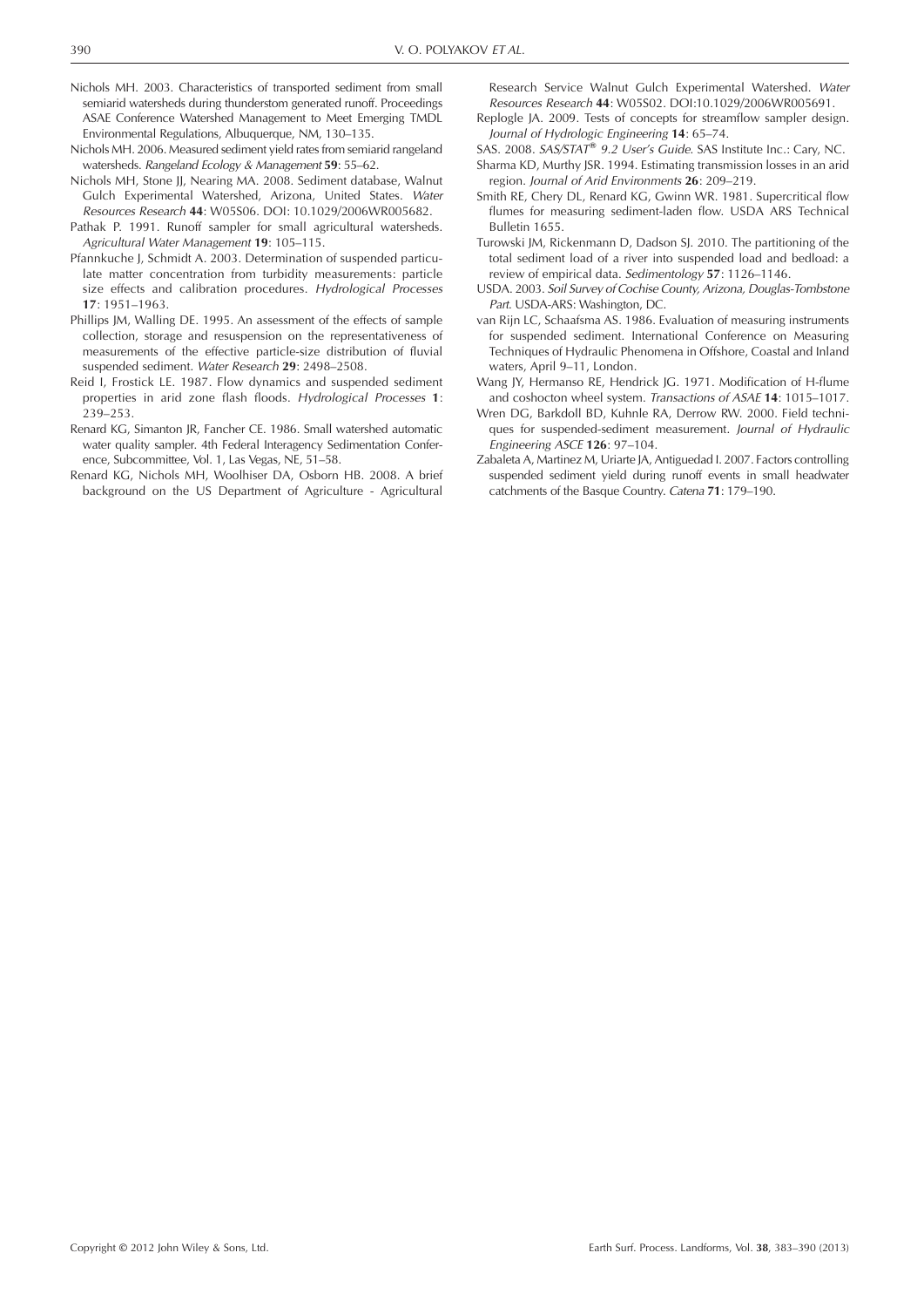Nichols MH. 2003. Characteristics of transported sediment from small semiarid watersheds during thunderstom generated runoff. Proceedings ASAE Conference Watershed Management to Meet Emerging TMDL Environmental Regulations, Albuquerque, NM, 130–135.

Nichols MH. 2006. Measured sediment yield rates from semiarid rangeland watersheds. *Rangeland Ecology & Management* **59**: 55–62.

Nichols MH, Stone JJ, Nearing MA. 2008. Sediment database, Walnut Gulch Experimental Watershed, Arizona, United States. *Water Resources Research* **44**: W05S06. DOI: 10.1029/2006WR005682.

Pathak P. 1991. Runoff sampler for small agricultural watersheds. *Agricultural Water Management* **19**: 105–115.

Pfannkuche J, Schmidt A. 2003. Determination of suspended particulate matter concentration from turbidity measurements: particle size effects and calibration procedures. *Hydrological Processes* **17**: 1951–1963.

Phillips JM, Walling DE. 1995. An assessment of the effects of sample collection, storage and resuspension on the representativeness of measurements of the effective particle-size distribution of fluvial suspended sediment. *Water Research* **29**: 2498–2508.

Reid I, Frostick LE. 1987. Flow dynamics and suspended sediment properties in arid zone flash floods. *Hydrological Processes* **1**: 239–253.

Renard KG, Simanton JR, Fancher CE. 1986. Small watershed automatic water quality sampler. 4th Federal Interagency Sedimentation Conference, Subcommittee, Vol. 1, Las Vegas, NE, 51–58.

Renard KG, Nichols MH, Woolhiser DA, Osborn HB. 2008. A brief background on the US Department of Agriculture - Agricultural Research Service Walnut Gulch Experimental Watershed. *Water Resources Research* **44**: W05S02. DOI:10.1029/2006WR005691.

Replogle JA. 2009. Tests of concepts for streamflow sampler design. *Journal of Hydrologic Engineering* **14**: 65–74.

SAS. 2008. *SAS/STAT® 9.2 User's Guide*. SAS Institute Inc.: Cary, NC.

Sharma KD, Murthy JSR. 1994. Estimating transmission losses in an arid region. *Journal of Arid Environments* **26**: 209–219.

Smith RE, Chery DL, Renard KG, Gwinn WR. 1981. Supercritical flow flumes for measuring sediment-laden flow. USDA ARS Technical Bulletin 1655.

Turowski JM, Rickenmann D, Dadson SJ. 2010. The partitioning of the total sediment load of a river into suspended load and bedload: a review of empirical data. *Sedimentology* **57**: 1126–1146.

USDA. 2003. *Soil Survey of Cochise County, Arizona, Douglas-Tombstone Part*. USDA-ARS: Washington, DC.

van Rijn LC, Schaafsma AS. 1986. Evaluation of measuring instruments for suspended sediment. International Conference on Measuring Techniques of Hydraulic Phenomena in Offshore, Coastal and Inland waters, April 9–11, London.

Wang JY, Hermanso RE, Hendrick JG. 1971. Modification of H-flume and coshocton wheel system. *Transactions of ASAE* **14**: 1015–1017.

Wren DG, Barkdoll BD, Kuhnle RA, Derrow RW. 2000. Field techniques for suspended-sediment measurement. *Journal of Hydraulic Engineering ASCE* **126**: 97–104.

Zabaleta A, Martinez M, Uriarte JA, Antiguedad I. 2007. Factors controlling suspended sediment yield during runoff events in small headwater catchments of the Basque Country. *Catena* **71**: 179–190.